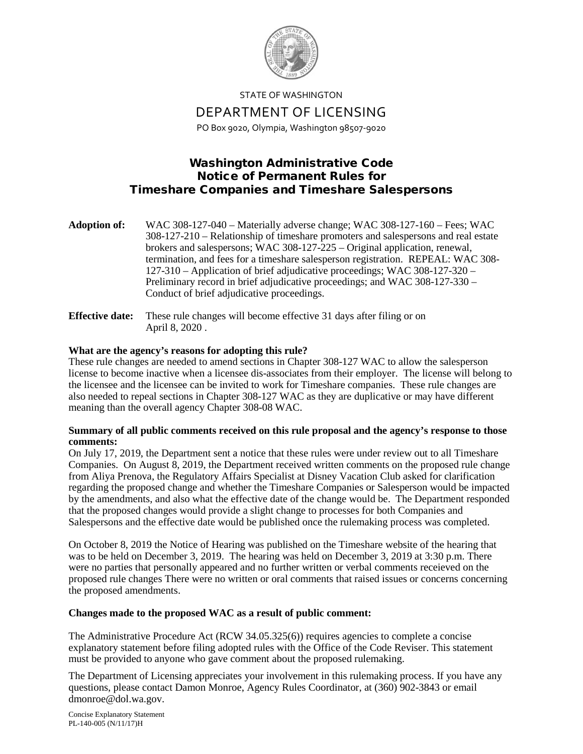STATE OF WASHINGTON

# DEPARTMENT OF LICENSING

PO Box 9020, Olympia, Washington 98507-9020

## Washington Administrative Code
## Notice of Permanent Rules for
## Timeshare Companies and Timeshare Salespersons

**Adoption of:** WAC 308-127-040 – Materially adverse change; WAC 308-127-160 – Fees; WAC 308-127-210 – Relationship of timeshare promoters and salespersons and real estate brokers and salespersons; WAC 308-127-225 – Original application, renewal, termination, and fees for a timeshare salesperson registration. REPEAL: WAC 308-127-310 – Application of brief adjudicative proceedings; WAC 308-127-320 – Preliminary record in brief adjudicative proceedings; and WAC 308-127-330 – Conduct of brief adjudicative proceedings.

**Effective date:** These rule changes will become effective 31 days after filing or on April 8, 2020 .

**What are the agency's reasons for adopting this rule?**

These rule changes are needed to amend sections in Chapter 308-127 WAC to allow the salesperson license to become inactive when a licensee dis-associates from their employer. The license will belong to the licensee and the licensee can be invited to work for Timeshare companies. These rule changes are also needed to repeal sections in Chapter 308-127 WAC as they are duplicative or may have different meaning than the overall agency Chapter 308-08 WAC.

**Summary of all public comments received on this rule proposal and the agency's response to those comments:**

On July 17, 2019, the Department sent a notice that these rules were under review out to all Timeshare Companies. On August 8, 2019, the Department received written comments on the proposed rule change from Aliya Prenova, the Regulatory Affairs Specialist at Disney Vacation Club asked for clarification regarding the proposed change and whether the Timeshare Companies or Salesperson would be impacted by the amendments, and also what the effective date of the change would be. The Department responded that the proposed changes would provide a slight change to processes for both Companies and Salespersons and the effective date would be published once the rulemaking process was completed.

On October 8, 2019 the Notice of Hearing was published on the Timeshare website of the hearing that was to be held on December 3, 2019. The hearing was held on December 3, 2019 at 3:30 p.m. There were no parties that personally appeared and no further written or verbal comments receieved on the proposed rule changes There were no written or oral comments that raised issues or concerns concerning the proposed amendments.

**Changes made to the proposed WAC as a result of public comment:**

The Administrative Procedure Act (RCW 34.05.325(6)) requires agencies to complete a concise explanatory statement before filing adopted rules with the Office of the Code Reviser. This statement must be provided to anyone who gave comment about the proposed rulemaking.

The Department of Licensing appreciates your involvement in this rulemaking process. If you have any questions, please contact Damon Monroe, Agency Rules Coordinator, at (360) 902-3843 or email dmonroe@dol.wa.gov.

Concise Explanatory Statement
PL-140-005 (N/11/17)H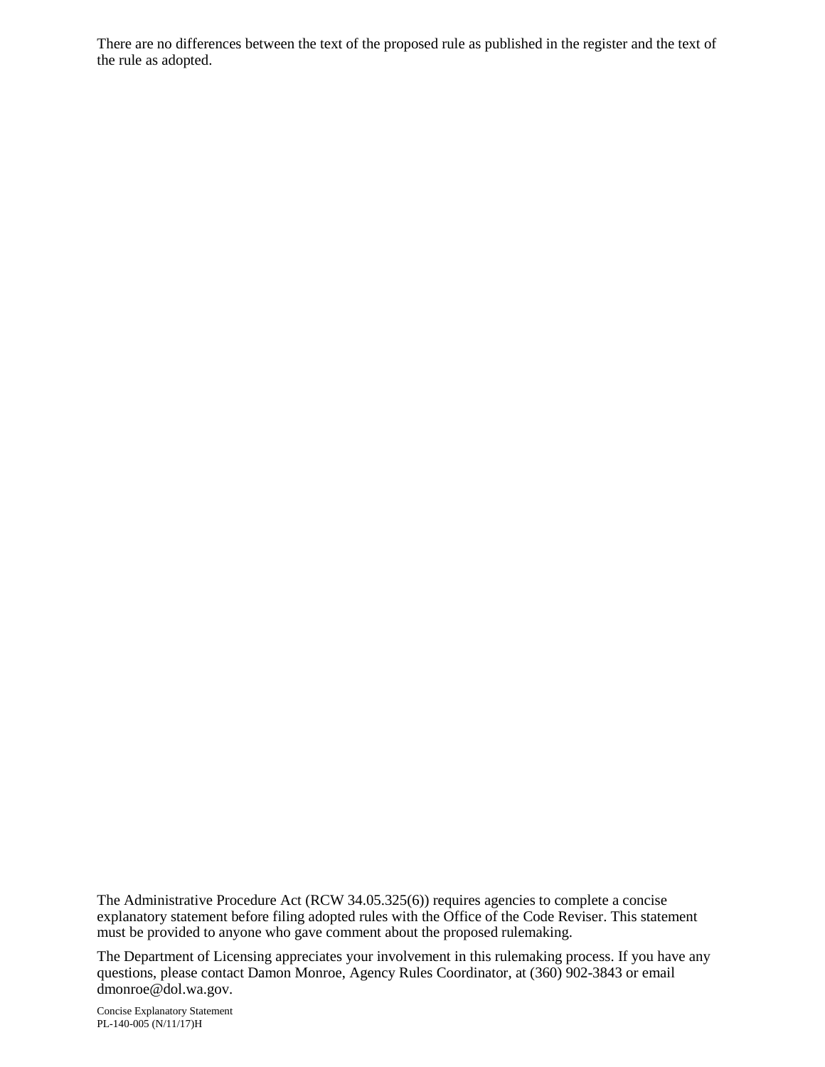There are no differences between the text of the proposed rule as published in the register and the text of the rule as adopted.

The Administrative Procedure Act (RCW 34.05.325(6)) requires agencies to complete a concise explanatory statement before filing adopted rules with the Office of the Code Reviser. This statement must be provided to anyone who gave comment about the proposed rulemaking.

The Department of Licensing appreciates your involvement in this rulemaking process. If you have any questions, please contact Damon Monroe, Agency Rules Coordinator, at (360) 902-3843 or email dmonroe@dol.wa.gov.

Concise Explanatory Statement
PL-140-005 (N/11/17)H